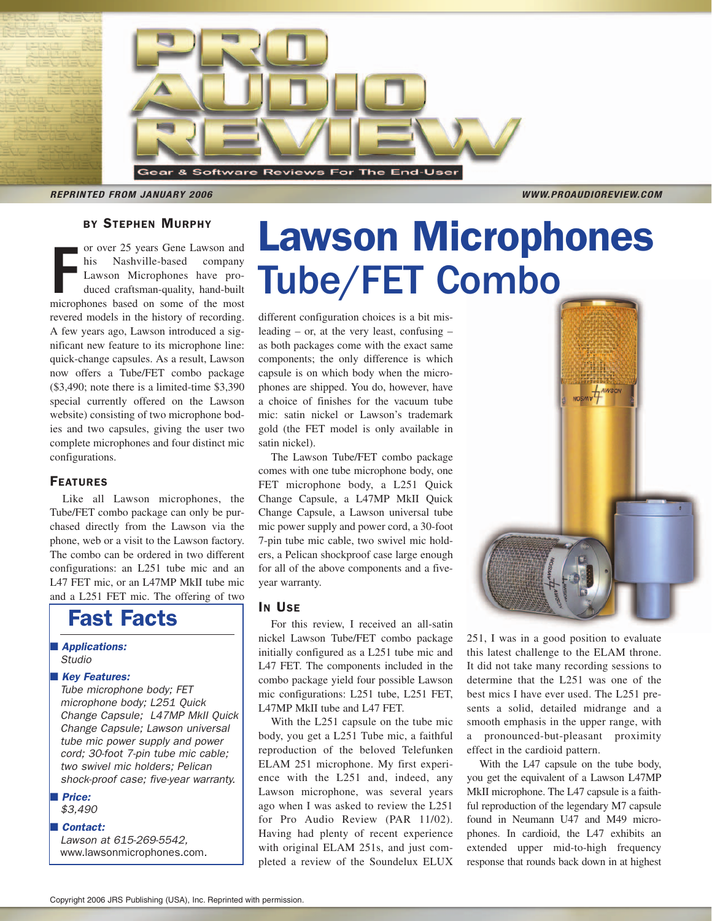# Lawson Microphones Tube/FET Combo

REPRINTED FROM JANUARY 2006

WWW.PROAUDIOREVIEW.COM

**BY STEPHEN MURPHY**

For over 25 years Gene Lawson and his Nashville-based company Lawson Microphones have produced craftsman-quality, hand-built microphones based on some of the most revered models in the history of recording. A few years ago, Lawson introduced a significant new feature to its microphone line: quick-change capsules. As a result, Lawson now offers a Tube/FET combo package ($3,490; note there is a limited-time $3,390 special currently offered on the Lawson website) consisting of two microphone bodies and two capsules, giving the user two complete microphones and four distinct mic configurations.

## FEATURES

Like all Lawson microphones, the Tube/FET combo package can only be purchased directly from the Lawson via the phone, web or a visit to the Lawson factory. The combo can be ordered in two different configurations: an L251 tube mic and an L47 FET mic, or an L47MP MkII tube mic and a L251 FET mic. The offering of two different configuration choices is a bit misleading – or, at the very least, confusing – as both packages come with the exact same components; the only difference is which capsule is on which body when the microphones are shipped. You do, however, have a choice of finishes for the vacuum tube mic: satin nickel or Lawson's trademark gold (the FET model is only available in satin nickel).

The Lawson Tube/FET combo package comes with one tube microphone body, one FET microphone body, a L251 Quick Change Capsule, a L47MP MkII Quick Change Capsule, a Lawson universal tube mic power supply and power cord, a 30-foot 7-pin tube mic cable, two swivel mic holders, a Pelican shockproof case large enough for all of the above components and a five-year warranty.

## IN USE

For this review, I received an all-satin nickel Lawson Tube/FET combo package initially configured as a L251 tube mic and L47 FET. The components included in the combo package yield four possible Lawson mic configurations: L251 tube, L251 FET, L47MP MkII tube and L47 FET.

With the L251 capsule on the tube mic body, you get a L251 Tube mic, a faithful reproduction of the beloved Telefunken ELAM 251 microphone. My first experience with the L251 and, indeed, any Lawson microphone, was several years ago when I was asked to review the L251 for Pro Audio Review (PAR 11/02). Having had plenty of recent experience with original ELAM 251s, and just completed a review of the Soundelux ELUX 251, I was in a good position to evaluate this latest challenge to the ELAM throne. It did not take many recording sessions to determine that the L251 was one of the best mics I have ever used. The L251 presents a solid, detailed midrange and a smooth emphasis in the upper range, with a pronounced-but-pleasant proximity effect in the cardioid pattern.

With the L47 capsule on the tube body, you get the equivalent of a Lawson L47MP MkII microphone. The L47 capsule is a faithful reproduction of the legendary M7 capsule found in Neumann U47 and M49 microphones. In cardioid, the L47 exhibits an extended upper mid-to-high frequency response that rounds back down in at highest

## Fast Facts

- ***Applications:***
  *Studio*
- ***Key Features:***
  *Tube microphone body; FET microphone body; L251 Quick Change Capsule; L47MP MkII Quick Change Capsule; Lawson universal tube mic power supply and power cord; 30-foot 7-pin tube mic cable; two swivel mic holders; Pelican shock-proof case; five-year warranty.*
- ***Price:***
  *$3,490*
- ***Contact:***
  *Lawson at 615-269-5542, www.lawsonmicrophones.com.*

Copyright 2006 JRS Publishing (USA), Inc. Reprinted with permission.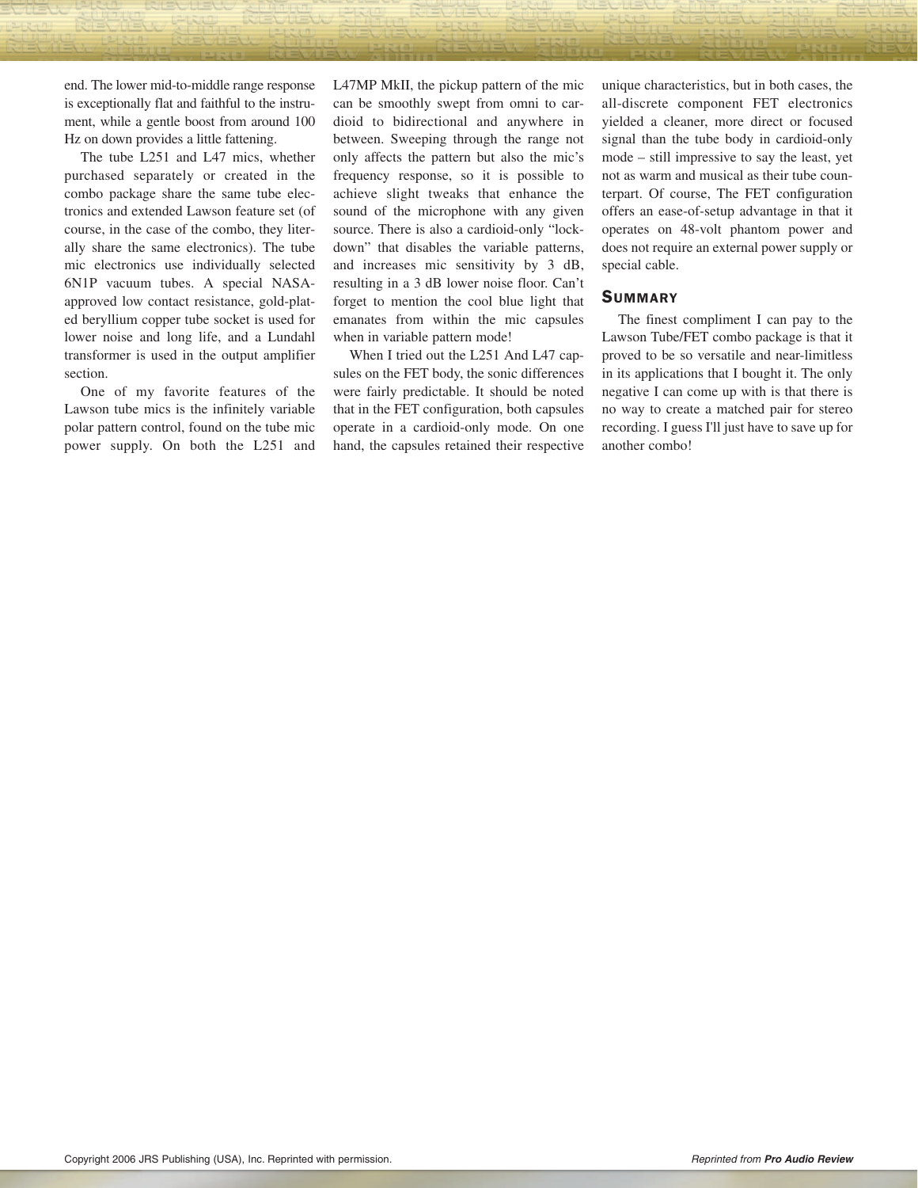end. The lower mid-to-middle range response is exceptionally flat and faithful to the instrument, while a gentle boost from around 100 Hz on down provides a little fattening.

The tube L251 and L47 mics, whether purchased separately or created in the combo package share the same tube electronics and extended Lawson feature set (of course, in the case of the combo, they literally share the same electronics). The tube mic electronics use individually selected 6N1P vacuum tubes. A special NASA-approved low contact resistance, gold-plated beryllium copper tube socket is used for lower noise and long life, and a Lundahl transformer is used in the output amplifier section.

One of my favorite features of the Lawson tube mics is the infinitely variable polar pattern control, found on the tube mic power supply. On both the L251 and L47MP MkII, the pickup pattern of the mic can be smoothly swept from omni to cardioid to bidirectional and anywhere in between. Sweeping through the range not only affects the pattern but also the mic's frequency response, so it is possible to achieve slight tweaks that enhance the sound of the microphone with any given source. There is also a cardioid-only "lock-down" that disables the variable patterns, and increases mic sensitivity by 3 dB, resulting in a 3 dB lower noise floor. Can't forget to mention the cool blue light that emanates from within the mic capsules when in variable pattern mode!

When I tried out the L251 And L47 capsules on the FET body, the sonic differences were fairly predictable. It should be noted that in the FET configuration, both capsules operate in a cardioid-only mode. On one hand, the capsules retained their respective unique characteristics, but in both cases, the all-discrete component FET electronics yielded a cleaner, more direct or focused signal than the tube body in cardioid-only mode – still impressive to say the least, yet not as warm and musical as their tube counterpart. Of course, The FET configuration offers an ease-of-setup advantage in that it operates on 48-volt phantom power and does not require an external power supply or special cable.

## Summary

The finest compliment I can pay to the Lawson Tube/FET combo package is that it proved to be so versatile and near-limitless in its applications that I bought it. The only negative I can come up with is that there is no way to create a matched pair for stereo recording. I guess I'll just have to save up for another combo!

Copyright 2006 JRS Publishing (USA), Inc. Reprinted with permission.

*Reprinted from **Pro Audio Review***